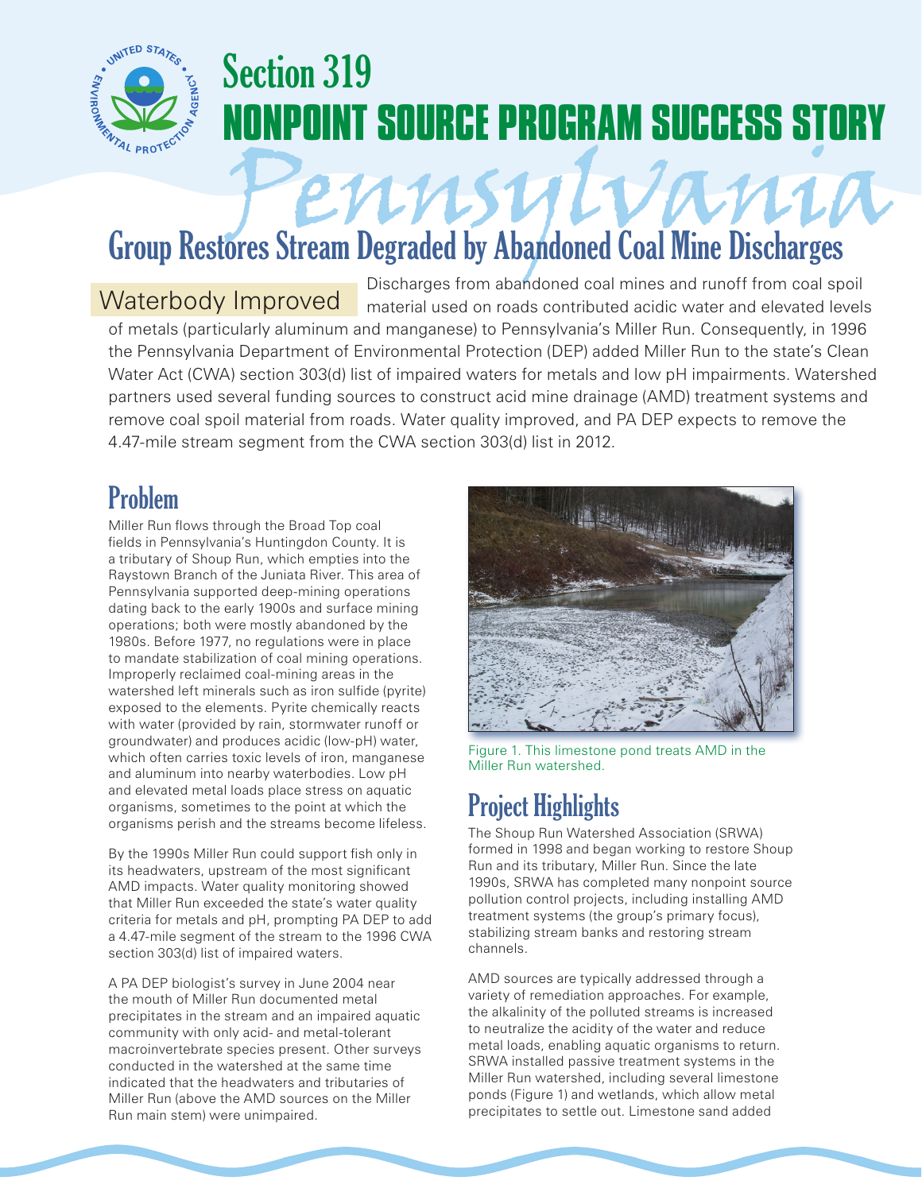# Section 319 NONPOINT SOURCE PROGRAM SUCCESS STORY

Pennsylvania

## Group Restores Stream Degraded by Abandoned Coal Mine Discharges

Waterbody Improved

Discharges from abandoned coal mines and runoff from coal spoil material used on roads contributed acidic water and elevated levels of metals (particularly aluminum and manganese) to Pennsylvania's Miller Run. Consequently, in 1996 the Pennsylvania Department of Environmental Protection (DEP) added Miller Run to the state's Clean Water Act (CWA) section 303(d) list of impaired waters for metals and low pH impairments. Watershed partners used several funding sources to construct acid mine drainage (AMD) treatment systems and remove coal spoil material from roads. Water quality improved, and PA DEP expects to remove the 4.47-mile stream segment from the CWA section 303(d) list in 2012.

## Problem

Miller Run flows through the Broad Top coal fields in Pennsylvania's Huntingdon County. It is a tributary of Shoup Run, which empties into the Raystown Branch of the Juniata River. This area of Pennsylvania supported deep-mining operations dating back to the early 1900s and surface mining operations; both were mostly abandoned by the 1980s. Before 1977, no regulations were in place to mandate stabilization of coal mining operations. Improperly reclaimed coal-mining areas in the watershed left minerals such as iron sulfide (pyrite) exposed to the elements. Pyrite chemically reacts with water (provided by rain, stormwater runoff or groundwater) and produces acidic (low-pH) water, which often carries toxic levels of iron, manganese and aluminum into nearby waterbodies. Low pH and elevated metal loads place stress on aquatic organisms, sometimes to the point at which the organisms perish and the streams become lifeless.

By the 1990s Miller Run could support fish only in its headwaters, upstream of the most significant AMD impacts. Water quality monitoring showed that Miller Run exceeded the state's water quality criteria for metals and pH, prompting PA DEP to add a 4.47-mile segment of the stream to the 1996 CWA section 303(d) list of impaired waters.

A PA DEP biologist's survey in June 2004 near the mouth of Miller Run documented metal precipitates in the stream and an impaired aquatic community with only acid- and metal-tolerant macroinvertebrate species present. Other surveys conducted in the watershed at the same time indicated that the headwaters and tributaries of Miller Run (above the AMD sources on the Miller Run main stem) were unimpaired.

Figure 1. This limestone pond treats AMD in the Miller Run watershed.

## Project Highlights

The Shoup Run Watershed Association (SRWA) formed in 1998 and began working to restore Shoup Run and its tributary, Miller Run. Since the late 1990s, SRWA has completed many nonpoint source pollution control projects, including installing AMD treatment systems (the group's primary focus), stabilizing stream banks and restoring stream channels.

AMD sources are typically addressed through a variety of remediation approaches. For example, the alkalinity of the polluted streams is increased to neutralize the acidity of the water and reduce metal loads, enabling aquatic organisms to return. SRWA installed passive treatment systems in the Miller Run watershed, including several limestone ponds (Figure 1) and wetlands, which allow metal precipitates to settle out. Limestone sand added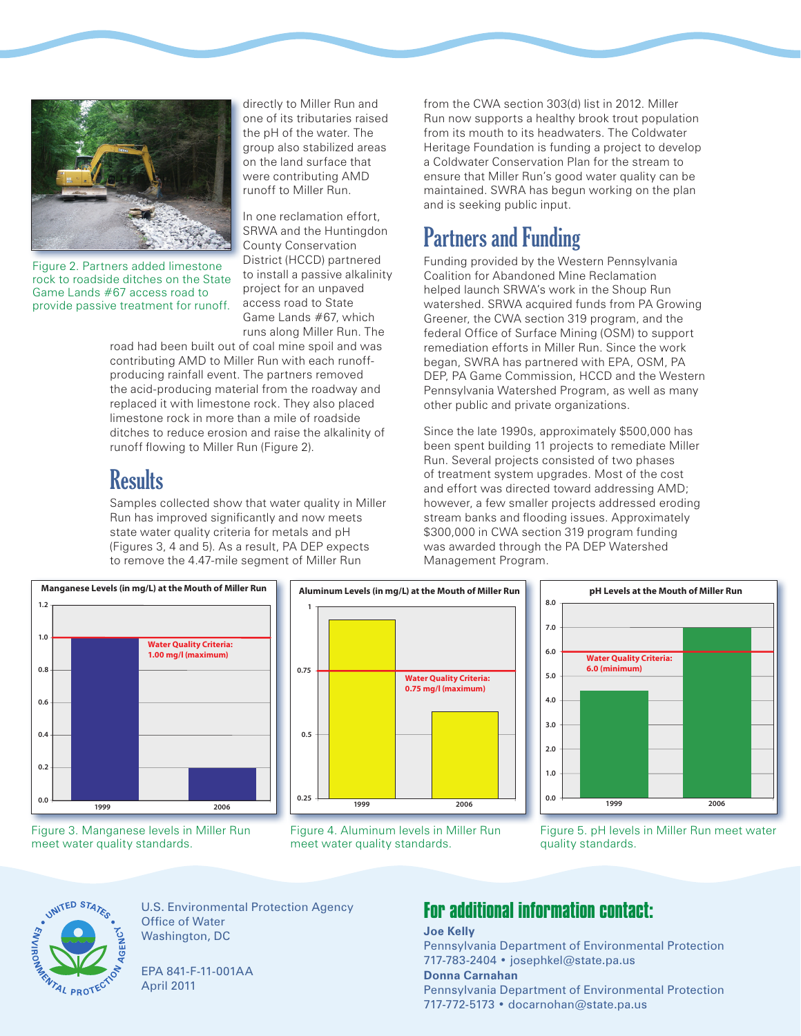Figure 2. Partners added limestone rock to roadside ditches on the State Game Lands #67 access road to provide passive treatment for runoff.

directly to Miller Run and one of its tributaries raised the pH of the water. The group also stabilized areas on the land surface that were contributing AMD runoff to Miller Run.

In one reclamation effort, SRWA and the Huntingdon County Conservation District (HCCD) partnered to install a passive alkalinity project for an unpaved access road to State Game Lands #67, which runs along Miller Run. The road had been built out of coal mine spoil and was contributing AMD to Miller Run with each runoff-producing rainfall event. The partners removed the acid-producing material from the roadway and replaced it with limestone rock. They also placed limestone rock in more than a mile of roadside ditches to reduce erosion and raise the alkalinity of runoff flowing to Miller Run (Figure 2).

## Results

Samples collected show that water quality in Miller Run has improved significantly and now meets state water quality criteria for metals and pH (Figures 3, 4 and 5). As a result, PA DEP expects to remove the 4.47-mile segment of Miller Run from the CWA section 303(d) list in 2012. Miller Run now supports a healthy brook trout population from its mouth to its headwaters. The Coldwater Heritage Foundation is funding a project to develop a Coldwater Conservation Plan for the stream to ensure that Miller Run's good water quality can be maintained. SWRA has begun working on the plan and is seeking public input.

## Partners and Funding

Funding provided by the Western Pennsylvania Coalition for Abandoned Mine Reclamation helped launch SRWA's work in the Shoup Run watershed. SRWA acquired funds from PA Growing Greener, the CWA section 319 program, and the federal Office of Surface Mining (OSM) to support remediation efforts in Miller Run. Since the work began, SWRA has partnered with EPA, OSM, PA DEP, PA Game Commission, HCCD and the Western Pennsylvania Watershed Program, as well as many other public and private organizations.

Since the late 1990s, approximately $500,000 has been spent building 11 projects to remediate Miller Run. Several projects consisted of two phases of treatment system upgrades. Most of the cost and effort was directed toward addressing AMD; however, a few smaller projects addressed eroding stream banks and flooding issues. Approximately $300,000 in CWA section 319 program funding was awarded through the PA DEP Watershed Management Program.

Manganese Levels (in mg/L) at the Mouth of Miller Run

1.2
1.0
0.8
0.6
0.4
0.2
0.0

Water Quality Criteria: 1.00 mg/l (maximum)

1999
2006

Figure 3. Manganese levels in Miller Run meet water quality standards.

Aluminum Levels (in mg/L) at the Mouth of Miller Run

1
0.75
0.5
0.25

Water Quality Criteria: 0.75 mg/l (maximum)

1999
2006

Figure 4. Aluminum levels in Miller Run meet water quality standards.

pH Levels at the Mouth of Miller Run

8.0
7.0
6.0
5.0
4.0
3.0
2.0
1.0
0.0

Water Quality Criteria: 6.0 (minimum)

1999
2006

Figure 5. pH levels in Miller Run meet water quality standards.

U.S. Environmental Protection Agency
Office of Water
Washington, DC

EPA 841-F-11-001AA
April 2011

## For additional information contact:

**Joe Kelly**
Pennsylvania Department of Environmental Protection
717-783-2404 • josephkel@state.pa.us

**Donna Carnahan**
Pennsylvania Department of Environmental Protection
717-772-5173 • docarnohan@state.pa.us